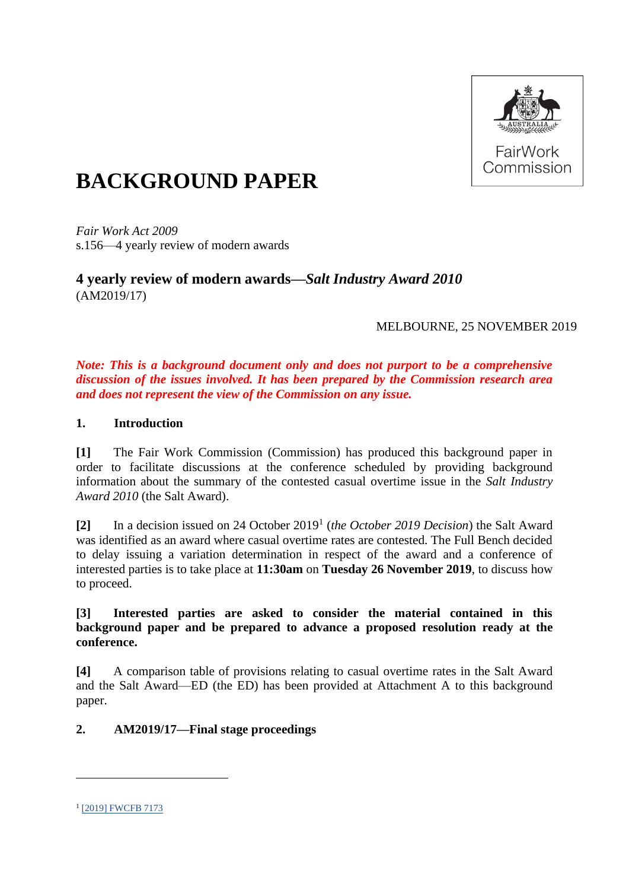FairWork Commission

# BACKGROUND PAPER

*Fair Work Act 2009*
s.156—4 yearly review of modern awards

## 4 yearly review of modern awards—*Salt Industry Award 2010*
(AM2019/17)

MELBOURNE, 25 NOVEMBER 2019

***Note: This is a background document only and does not purport to be a comprehensive discussion of the issues involved. It has been prepared by the Commission research area and does not represent the view of the Commission on any issue.***

### 1. Introduction

**[1]** The Fair Work Commission (Commission) has produced this background paper in order to facilitate discussions at the conference scheduled by providing background information about the summary of the contested casual overtime issue in the *Salt Industry Award 2010* (the Salt Award).

**[2]** In a decision issued on 24 October 2019[1] (*the October 2019 Decision*) the Salt Award was identified as an award where casual overtime rates are contested. The Full Bench decided to delay issuing a variation determination in respect of the award and a conference of interested parties is to take place at **11:30am** on **Tuesday 26 November 2019**, to discuss how to proceed.

**[3] Interested parties are asked to consider the material contained in this background paper and be prepared to advance a proposed resolution ready at the conference.**

**[4]** A comparison table of provisions relating to casual overtime rates in the Salt Award and the Salt Award—ED (the ED) has been provided at Attachment A to this background paper.

### 2. AM2019/17—Final stage proceedings

[1] [2019] FWCFB 7173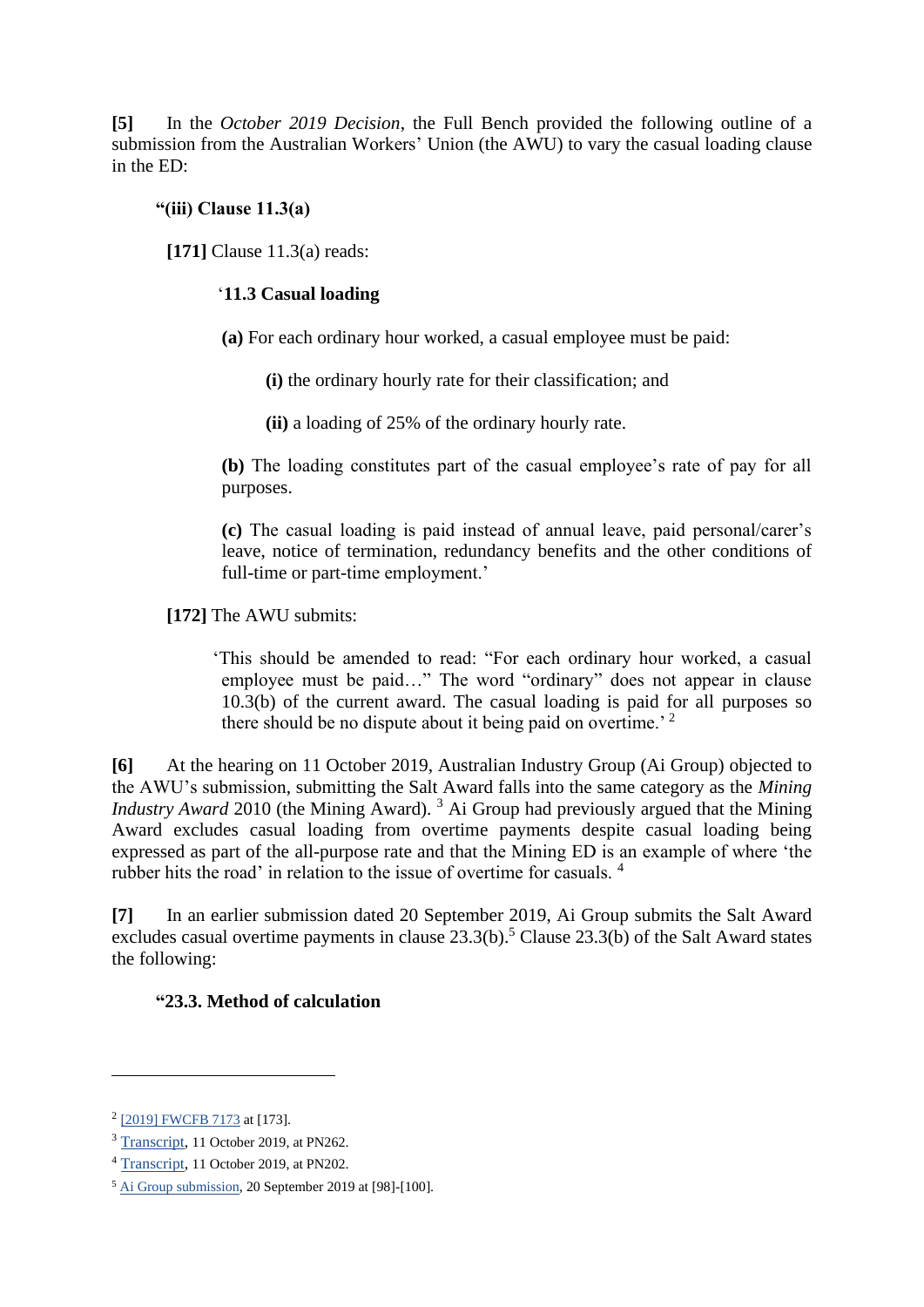**[5]** In the *October 2019 Decision*, the Full Bench provided the following outline of a submission from the Australian Workers' Union (the AWU) to vary the casual loading clause in the ED:

> **"(iii) Clause 11.3(a)**
>
> **[171]** Clause 11.3(a) reads:
>
> > '**11.3 Casual loading**
> >
> > **(a)** For each ordinary hour worked, a casual employee must be paid:
> >
> > > **(i)** the ordinary hourly rate for their classification; and
> > >
> > > **(ii)** a loading of 25% of the ordinary hourly rate.
> >
> > **(b)** The loading constitutes part of the casual employee's rate of pay for all purposes.
> >
> > **(c)** The casual loading is paid instead of annual leave, paid personal/carer's leave, notice of termination, redundancy benefits and the other conditions of full-time or part-time employment.'
>
> **[172]** The AWU submits:
>
> > 'This should be amended to read: "For each ordinary hour worked, a casual employee must be paid…" The word "ordinary" does not appear in clause 10.3(b) of the current award. The casual loading is paid for all purposes so there should be no dispute about it being paid on overtime.' [2]

**[6]** At the hearing on 11 October 2019, Australian Industry Group (Ai Group) objected to the AWU's submission, submitting the Salt Award falls into the same category as the *Mining Industry Award* 2010 (the Mining Award). [3] Ai Group had previously argued that the Mining Award excludes casual loading from overtime payments despite casual loading being expressed as part of the all-purpose rate and that the Mining ED is an example of where 'the rubber hits the road' in relation to the issue of overtime for casuals. [4]

**[7]** In an earlier submission dated 20 September 2019, Ai Group submits the Salt Award excludes casual overtime payments in clause 23.3(b).[5] Clause 23.3(b) of the Salt Award states the following:

> **"23.3. Method of calculation**

---

[2] [2019] FWCFB 7173 at [173].

[3] Transcript, 11 October 2019, at PN262.

[4] Transcript, 11 October 2019, at PN202.

[5] Ai Group submission, 20 September 2019 at [98]-[100].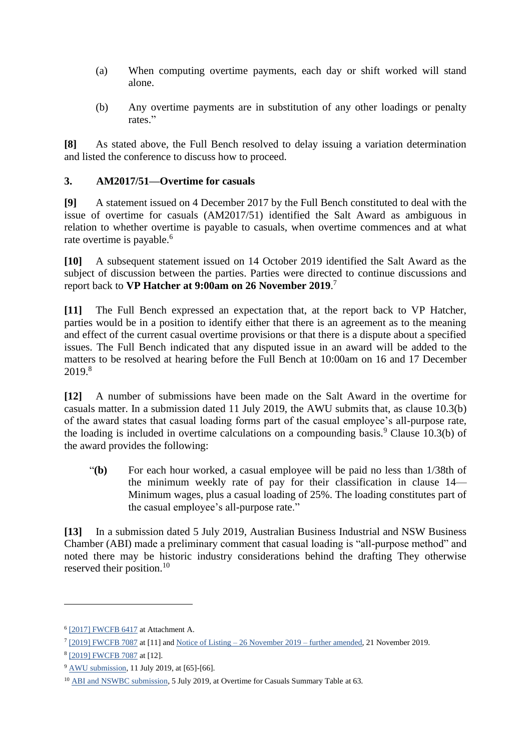(a) When computing overtime payments, each day or shift worked will stand alone.

(b) Any overtime payments are in substitution of any other loadings or penalty rates."

**[8]** As stated above, the Full Bench resolved to delay issuing a variation determination and listed the conference to discuss how to proceed.

## 3. AM2017/51—Overtime for casuals

**[9]** A statement issued on 4 December 2017 by the Full Bench constituted to deal with the issue of overtime for casuals (AM2017/51) identified the Salt Award as ambiguous in relation to whether overtime is payable to casuals, when overtime commences and at what rate overtime is payable.[6]

**[10]** A subsequent statement issued on 14 October 2019 identified the Salt Award as the subject of discussion between the parties. Parties were directed to continue discussions and report back to **VP Hatcher at 9:00am on 26 November 2019**.[7]

**[11]** The Full Bench expressed an expectation that, at the report back to VP Hatcher, parties would be in a position to identify either that there is an agreement as to the meaning and effect of the current casual overtime provisions or that there is a dispute about a specified issues. The Full Bench indicated that any disputed issue in an award will be added to the matters to be resolved at hearing before the Full Bench at 10:00am on 16 and 17 December 2019.[8]

**[12]** A number of submissions have been made on the Salt Award in the overtime for casuals matter. In a submission dated 11 July 2019, the AWU submits that, as clause 10.3(b) of the award states that casual loading forms part of the casual employee's all-purpose rate, the loading is included in overtime calculations on a compounding basis.[9] Clause 10.3(b) of the award provides the following:

"**(b)** For each hour worked, a casual employee will be paid no less than 1/38th of the minimum weekly rate of pay for their classification in clause 14—Minimum wages, plus a casual loading of 25%. The loading constitutes part of the casual employee's all-purpose rate."

**[13]** In a submission dated 5 July 2019, Australian Business Industrial and NSW Business Chamber (ABI) made a preliminary comment that casual loading is "all-purpose method" and noted there may be historic industry considerations behind the drafting They otherwise reserved their position.[10]

---

[6] [2017] FWCFB 6417 at Attachment A.

[7] [2019] FWCFB 7087 at [11] and Notice of Listing – 26 November 2019 – further amended, 21 November 2019.

[8] [2019] FWCFB 7087 at [12].

[9] AWU submission, 11 July 2019, at [65]-[66].

[10] ABI and NSWBC submission, 5 July 2019, at Overtime for Casuals Summary Table at 63.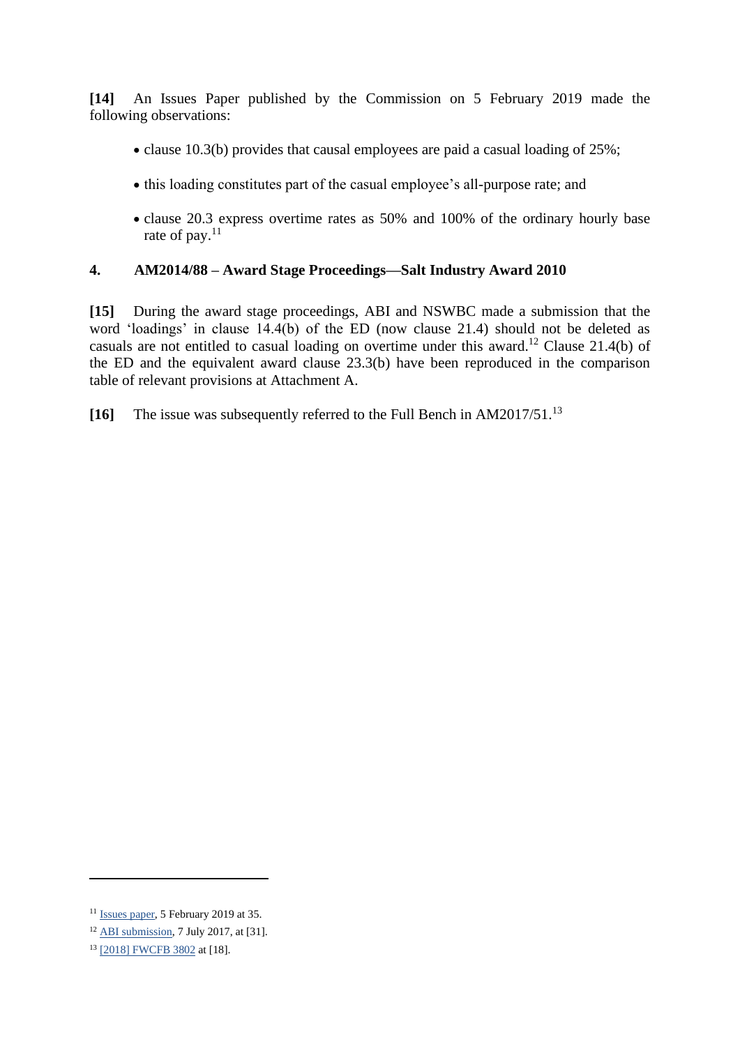**[14]** An Issues Paper published by the Commission on 5 February 2019 made the following observations:

- clause 10.3(b) provides that causal employees are paid a casual loading of 25%;
- this loading constitutes part of the casual employee's all-purpose rate; and
- clause 20.3 express overtime rates as 50% and 100% of the ordinary hourly base rate of pay.[11]

## 4. AM2014/88 – Award Stage Proceedings—Salt Industry Award 2010

**[15]** During the award stage proceedings, ABI and NSWBC made a submission that the word 'loadings' in clause 14.4(b) of the ED (now clause 21.4) should not be deleted as casuals are not entitled to casual loading on overtime under this award.[12] Clause 21.4(b) of the ED and the equivalent award clause 23.3(b) have been reproduced in the comparison table of relevant provisions at Attachment A.

**[16]** The issue was subsequently referred to the Full Bench in AM2017/51.[13]

---

[11] Issues paper, 5 February 2019 at 35.

[12] ABI submission, 7 July 2017, at [31].

[13] [2018] FWCFB 3802 at [18].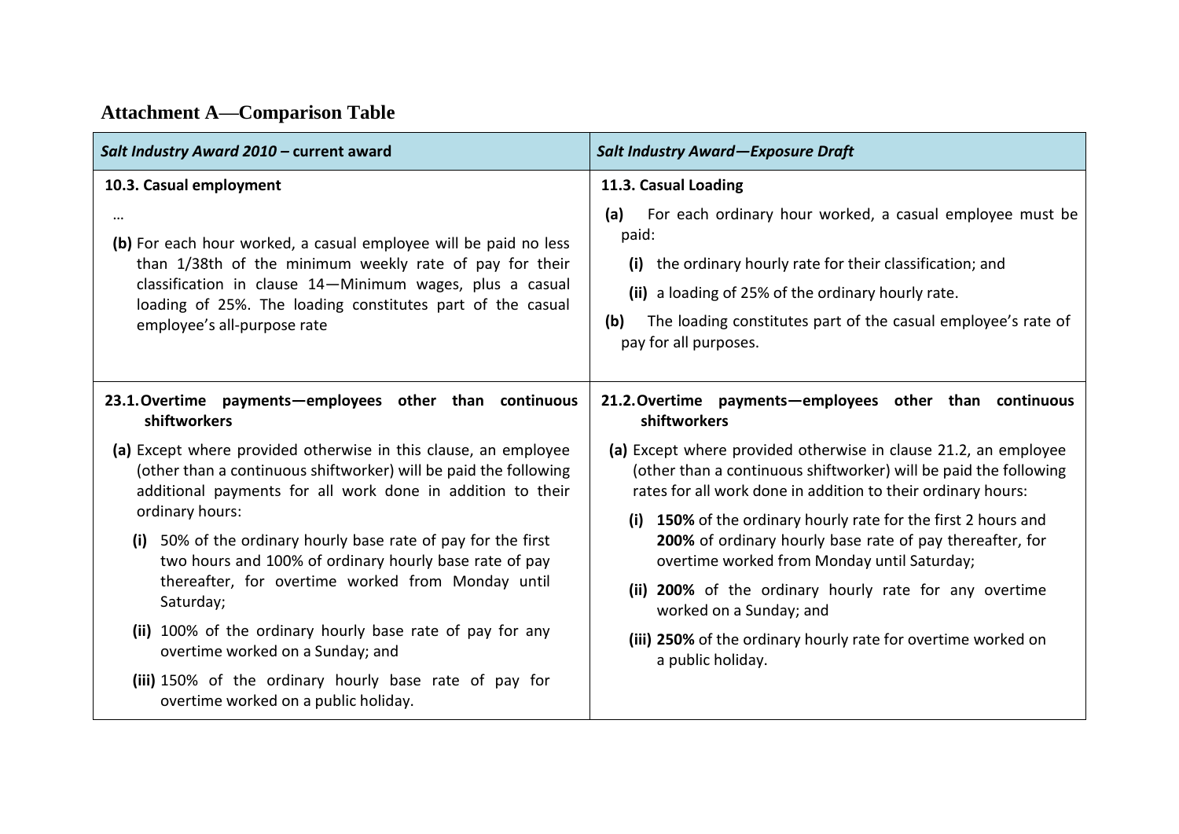## Attachment A—Comparison Table

| *Salt Industry Award 2010* – **current award** | ***Salt Industry Award—Exposure Draft*** |
|---|---|
| **10.3. Casual employment**<br><br>…<br><br>**(b)** For each hour worked, a casual employee will be paid no less than 1/38th of the minimum weekly rate of pay for their classification in clause 14—Minimum wages, plus a casual loading of 25%. The loading constitutes part of the casual employee's all-purpose rate | **11.3. Casual Loading**<br><br>**(a)** For each ordinary hour worked, a casual employee must be paid:<br><br>**(i)** the ordinary hourly rate for their classification; and<br><br>**(ii)** a loading of 25% of the ordinary hourly rate.<br><br>**(b)** The loading constitutes part of the casual employee's rate of pay for all purposes. |
| **23.1. Overtime payments—employees other than continuous shiftworkers**<br><br>**(a)** Except where provided otherwise in this clause, an employee (other than a continuous shiftworker) will be paid the following additional payments for all work done in addition to their ordinary hours:<br><br>**(i)** 50% of the ordinary hourly base rate of pay for the first two hours and 100% of ordinary hourly base rate of pay thereafter, for overtime worked from Monday until Saturday;<br><br>**(ii)** 100% of the ordinary hourly base rate of pay for any overtime worked on a Sunday; and<br><br>**(iii)** 150% of the ordinary hourly base rate of pay for overtime worked on a public holiday. | **21.2. Overtime payments—employees other than continuous shiftworkers**<br><br>**(a)** Except where provided otherwise in clause 21.2, an employee (other than a continuous shiftworker) will be paid the following rates for all work done in addition to their ordinary hours:<br><br>**(i)** **150%** of the ordinary hourly rate for the first 2 hours and **200%** of ordinary hourly base rate of pay thereafter, for overtime worked from Monday until Saturday;<br><br>**(ii)** **200%** of the ordinary hourly rate for any overtime worked on a Sunday; and<br><br>**(iii)** **250%** of the ordinary hourly rate for overtime worked on a public holiday. |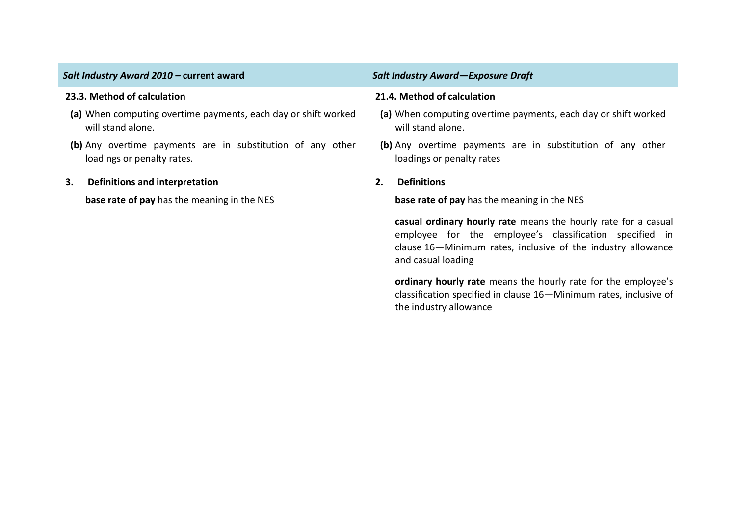| *Salt Industry Award 2010* **– current award** | ***Salt Industry Award—Exposure Draft*** |
|---|---|
| **23.3. Method of calculation**<br><br>**(a)** When computing overtime payments, each day or shift worked will stand alone.<br><br>**(b)** Any overtime payments are in substitution of any other loadings or penalty rates. | **21.4. Method of calculation**<br><br>**(a)** When computing overtime payments, each day or shift worked will stand alone.<br><br>**(b)** Any overtime payments are in substitution of any other loadings or penalty rates |
| **3. Definitions and interpretation**<br><br>**base rate of pay** has the meaning in the NES | **2. Definitions**<br><br>**base rate of pay** has the meaning in the NES<br><br>**casual ordinary hourly rate** means the hourly rate for a casual employee for the employee's classification specified in clause 16—Minimum rates, inclusive of the industry allowance and casual loading<br><br>**ordinary hourly rate** means the hourly rate for the employee's classification specified in clause 16—Minimum rates, inclusive of the industry allowance |